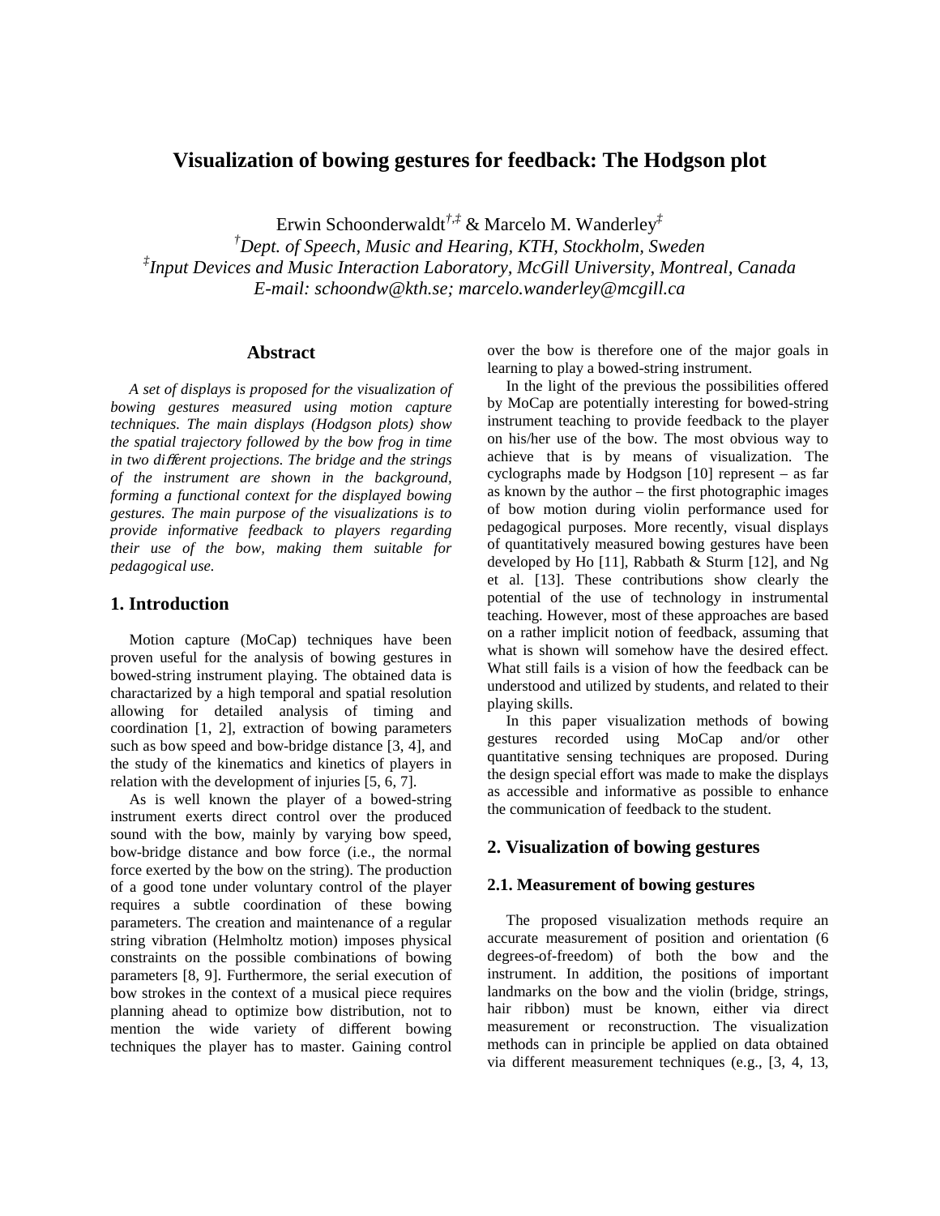# Visualization of bowing gestures for feedback: The Hodgson plot

Erwin Schoonderwaldt[†,‡] & Marcelo M. Wanderley[‡]

[†]*Dept. of Speech, Music and Hearing, KTH, Stockholm, Sweden*

[‡]*Input Devices and Music Interaction Laboratory, McGill University, Montreal, Canada*

*E-mail: schoondw@kth.se; marcelo.wanderley@mcgill.ca*

## Abstract

*A set of displays is proposed for the visualization of bowing gestures measured using motion capture techniques. The main displays (Hodgson plots) show the spatial trajectory followed by the bow frog in time in two different projections. The bridge and the strings of the instrument are shown in the background, forming a functional context for the displayed bowing gestures. The main purpose of the visualizations is to provide informative feedback to players regarding their use of the bow, making them suitable for pedagogical use.*

## 1. Introduction

Motion capture (MoCap) techniques have been proven useful for the analysis of bowing gestures in bowed-string instrument playing. The obtained data is charactarized by a high temporal and spatial resolution allowing for detailed analysis of timing and coordination [1, 2], extraction of bowing parameters such as bow speed and bow-bridge distance [3, 4], and the study of the kinematics and kinetics of players in relation with the development of injuries [5, 6, 7].

As is well known the player of a bowed-string instrument exerts direct control over the produced sound with the bow, mainly by varying bow speed, bow-bridge distance and bow force (i.e., the normal force exerted by the bow on the string). The production of a good tone under voluntary control of the player requires a subtle coordination of these bowing parameters. The creation and maintenance of a regular string vibration (Helmholtz motion) imposes physical constraints on the possible combinations of bowing parameters [8, 9]. Furthermore, the serial execution of bow strokes in the context of a musical piece requires planning ahead to optimize bow distribution, not to mention the wide variety of different bowing techniques the player has to master. Gaining control over the bow is therefore one of the major goals in learning to play a bowed-string instrument.

In the light of the previous the possibilities offered by MoCap are potentially interesting for bowed-string instrument teaching to provide feedback to the player on his/her use of the bow. The most obvious way to achieve that is by means of visualization. The cyclographs made by Hodgson [10] represent – as far as known by the author – the first photographic images of bow motion during violin performance used for pedagogical purposes. More recently, visual displays of quantitatively measured bowing gestures have been developed by Ho [11], Rabbath & Sturm [12], and Ng et al. [13]. These contributions show clearly the potential of the use of technology in instrumental teaching. However, most of these approaches are based on a rather implicit notion of feedback, assuming that what is shown will somehow have the desired effect. What still fails is a vision of how the feedback can be understood and utilized by students, and related to their playing skills.

In this paper visualization methods of bowing gestures recorded using MoCap and/or other quantitative sensing techniques are proposed. During the design special effort was made to make the displays as accessible and informative as possible to enhance the communication of feedback to the student.

## 2. Visualization of bowing gestures

### 2.1. Measurement of bowing gestures

The proposed visualization methods require an accurate measurement of position and orientation (6 degrees-of-freedom) of both the bow and the instrument. In addition, the positions of important landmarks on the bow and the violin (bridge, strings, hair ribbon) must be known, either via direct measurement or reconstruction. The visualization methods can in principle be applied on data obtained via different measurement techniques (e.g., [3, 4, 13,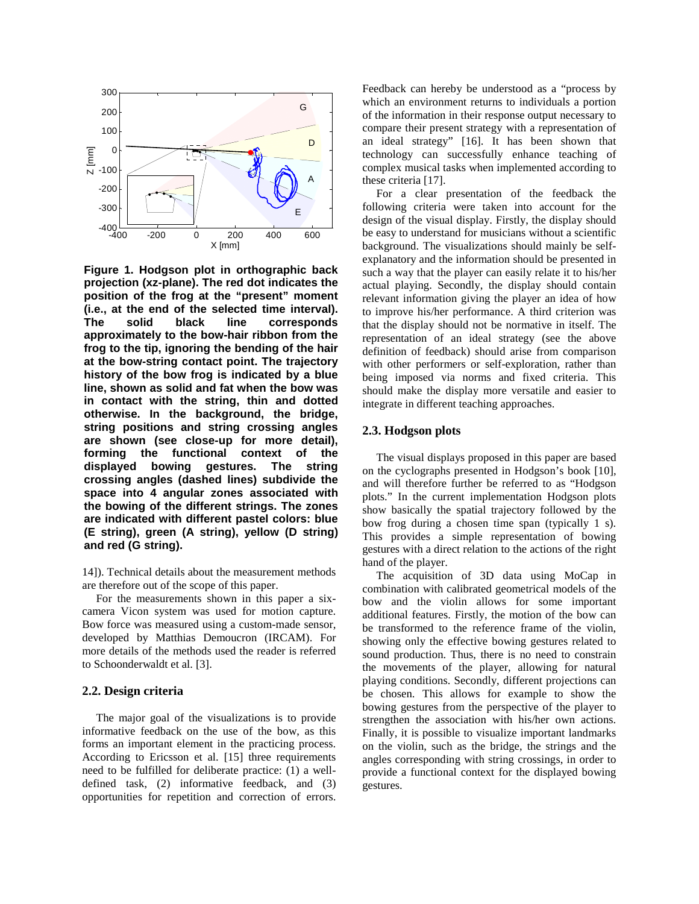**Figure 1. Hodgson plot in orthographic back projection (xz-plane). The red dot indicates the position of the frog at the "present" moment (i.e., at the end of the selected time interval). The solid black line corresponds approximately to the bow-hair ribbon from the frog to the tip, ignoring the bending of the hair at the bow-string contact point. The trajectory history of the bow frog is indicated by a blue line, shown as solid and fat when the bow was in contact with the string, thin and dotted otherwise. In the background, the bridge, string positions and string crossing angles are shown (see close-up for more detail), forming the functional context of the displayed bowing gestures. The string crossing angles (dashed lines) subdivide the space into 4 angular zones associated with the bowing of the different strings. The zones are indicated with different pastel colors: blue (E string), green (A string), yellow (D string) and red (G string).**

14]). Technical details about the measurement methods are therefore out of the scope of this paper.

For the measurements shown in this paper a six-camera Vicon system was used for motion capture. Bow force was measured using a custom-made sensor, developed by Matthias Demoucron (IRCAM). For more details of the methods used the reader is referred to Schoonderwaldt et al. [3].

## 2.2. Design criteria

The major goal of the visualizations is to provide informative feedback on the use of the bow, as this forms an important element in the practicing process. According to Ericsson et al. [15] three requirements need to be fulfilled for deliberate practice: (1) a well-defined task, (2) informative feedback, and (3) opportunities for repetition and correction of errors. Feedback can hereby be understood as a "process by which an environment returns to individuals a portion of the information in their response output necessary to compare their present strategy with a representation of an ideal strategy" [16]. It has been shown that technology can successfully enhance teaching of complex musical tasks when implemented according to these criteria [17].

For a clear presentation of the feedback the following criteria were taken into account for the design of the visual display. Firstly, the display should be easy to understand for musicians without a scientific background. The visualizations should mainly be self-explanatory and the information should be presented in such a way that the player can easily relate it to his/her actual playing. Secondly, the display should contain relevant information giving the player an idea of how to improve his/her performance. A third criterion was that the display should not be normative in itself. The representation of an ideal strategy (see the above definition of feedback) should arise from comparison with other performers or self-exploration, rather than being imposed via norms and fixed criteria. This should make the display more versatile and easier to integrate in different teaching approaches.

## 2.3. Hodgson plots

The visual displays proposed in this paper are based on the cyclographs presented in Hodgson's book [10], and will therefore further be referred to as "Hodgson plots." In the current implementation Hodgson plots show basically the spatial trajectory followed by the bow frog during a chosen time span (typically 1 s). This provides a simple representation of bowing gestures with a direct relation to the actions of the right hand of the player.

The acquisition of 3D data using MoCap in combination with calibrated geometrical models of the bow and the violin allows for some important additional features. Firstly, the motion of the bow can be transformed to the reference frame of the violin, showing only the effective bowing gestures related to sound production. Thus, there is no need to constrain the movements of the player, allowing for natural playing conditions. Secondly, different projections can be chosen. This allows for example to show the bowing gestures from the perspective of the player to strengthen the association with his/her own actions. Finally, it is possible to visualize important landmarks on the violin, such as the bridge, the strings and the angles corresponding with string crossings, in order to provide a functional context for the displayed bowing gestures.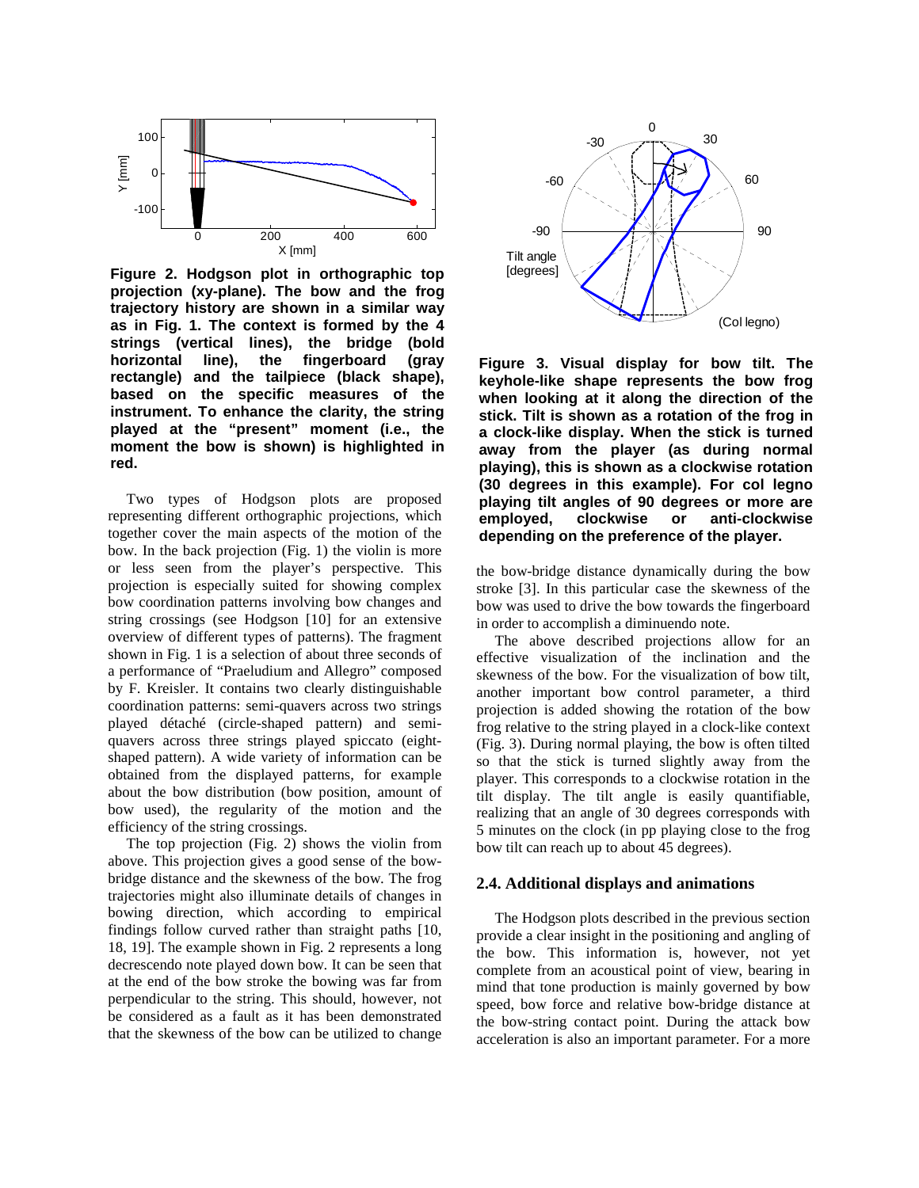**Figure 2. Hodgson plot in orthographic top projection (xy-plane). The bow and the frog trajectory history are shown in a similar way as in Fig. 1. The context is formed by the 4 strings (vertical lines), the bridge (bold horizontal line), the fingerboard (gray rectangle) and the tailpiece (black shape), based on the specific measures of the instrument. To enhance the clarity, the string played at the "present" moment (i.e., the moment the bow is shown) is highlighted in red.**

Two types of Hodgson plots are proposed representing different orthographic projections, which together cover the main aspects of the motion of the bow. In the back projection (Fig. 1) the violin is more or less seen from the player's perspective. This projection is especially suited for showing complex bow coordination patterns involving bow changes and string crossings (see Hodgson [10] for an extensive overview of different types of patterns). The fragment shown in Fig. 1 is a selection of about three seconds of a performance of "Praeludium and Allegro" composed by F. Kreisler. It contains two clearly distinguishable coordination patterns: semi-quavers across two strings played détaché (circle-shaped pattern) and semi-quavers across three strings played spiccato (eight-shaped pattern). A wide variety of information can be obtained from the displayed patterns, for example about the bow distribution (bow position, amount of bow used), the regularity of the motion and the efficiency of the string crossings.

The top projection (Fig. 2) shows the violin from above. This projection gives a good sense of the bow-bridge distance and the skewness of the bow. The frog trajectories might also illuminate details of changes in bowing direction, which according to empirical findings follow curved rather than straight paths [10, 18, 19]. The example shown in Fig. 2 represents a long decrescendo note played down bow. It can be seen that at the end of the bow stroke the bowing was far from perpendicular to the string. This should, however, not be considered as a fault as it has been demonstrated that the skewness of the bow can be utilized to change the bow-bridge distance dynamically during the bow stroke [3]. In this particular case the skewness of the bow was used to drive the bow towards the fingerboard in order to accomplish a diminuendo note.

**Figure 3. Visual display for bow tilt. The keyhole-like shape represents the bow frog when looking at it along the direction of the stick. Tilt is shown as a rotation of the frog in a clock-like display. When the stick is turned away from the player (as during normal playing), this is shown as a clockwise rotation (30 degrees in this example). For col legno playing tilt angles of 90 degrees or more are employed, clockwise or anti-clockwise depending on the preference of the player.**

The above described projections allow for an effective visualization of the inclination and the skewness of the bow. For the visualization of bow tilt, another important bow control parameter, a third projection is added showing the rotation of the bow frog relative to the string played in a clock-like context (Fig. 3). During normal playing, the bow is often tilted so that the stick is turned slightly away from the player. This corresponds to a clockwise rotation in the tilt display. The tilt angle is easily quantifiable, realizing that an angle of 30 degrees corresponds with 5 minutes on the clock (in pp playing close to the frog bow tilt can reach up to about 45 degrees).

## 2.4. Additional displays and animations

The Hodgson plots described in the previous section provide a clear insight in the positioning and angling of the bow. This information is, however, not yet complete from an acoustical point of view, bearing in mind that tone production is mainly governed by bow speed, bow force and relative bow-bridge distance at the bow-string contact point. During the attack bow acceleration is also an important parameter. For a more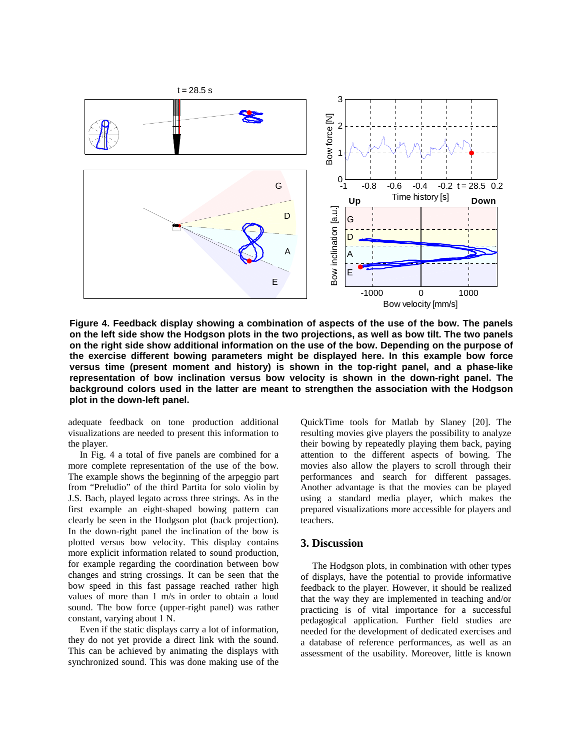**Figure 4. Feedback display showing a combination of aspects of the use of the bow. The panels on the left side show the Hodgson plots in the two projections, as well as bow tilt. The two panels on the right side show additional information on the use of the bow. Depending on the purpose of the exercise different bowing parameters might be displayed here. In this example bow force versus time (present moment and history) is shown in the top-right panel, and a phase-like representation of bow inclination versus bow velocity is shown in the down-right panel. The background colors used in the latter are meant to strengthen the association with the Hodgson plot in the down-left panel.**

adequate feedback on tone production additional visualizations are needed to present this information to the player.

In Fig. 4 a total of five panels are combined for a more complete representation of the use of the bow. The example shows the beginning of the arpeggio part from "Preludio" of the third Partita for solo violin by J.S. Bach, played legato across three strings. As in the first example an eight-shaped bowing pattern can clearly be seen in the Hodgson plot (back projection). In the down-right panel the inclination of the bow is plotted versus bow velocity. This display contains more explicit information related to sound production, for example regarding the coordination between bow changes and string crossings. It can be seen that the bow speed in this fast passage reached rather high values of more than 1 m/s in order to obtain a loud sound. The bow force (upper-right panel) was rather constant, varying about 1 N.

Even if the static displays carry a lot of information, they do not yet provide a direct link with the sound. This can be achieved by animating the displays with synchronized sound. This was done making use of the QuickTime tools for Matlab by Slaney [20]. The resulting movies give players the possibility to analyze their bowing by repeatedly playing them back, paying attention to the different aspects of bowing. The movies also allow the players to scroll through their performances and search for different passages. Another advantage is that the movies can be played using a standard media player, which makes the prepared visualizations more accessible for players and teachers.

## 3. Discussion

The Hodgson plots, in combination with other types of displays, have the potential to provide informative feedback to the player. However, it should be realized that the way they are implemented in teaching and/or practicing is of vital importance for a successful pedagogical application. Further field studies are needed for the development of dedicated exercises and a database of reference performances, as well as an assessment of the usability. Moreover, little is known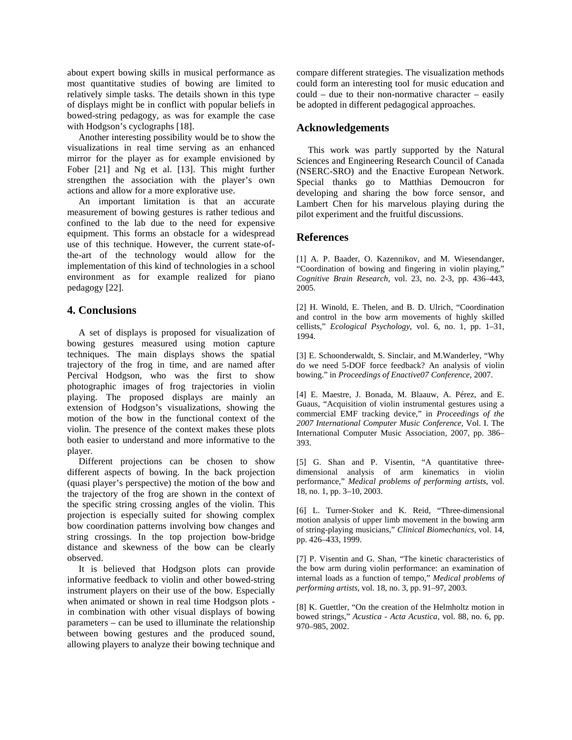about expert bowing skills in musical performance as most quantitative studies of bowing are limited to relatively simple tasks. The details shown in this type of displays might be in conflict with popular beliefs in bowed-string pedagogy, as was for example the case with Hodgson's cyclographs [18].

Another interesting possibility would be to show the visualizations in real time serving as an enhanced mirror for the player as for example envisioned by Fober [21] and Ng et al. [13]. This might further strengthen the association with the player's own actions and allow for a more explorative use.

An important limitation is that an accurate measurement of bowing gestures is rather tedious and confined to the lab due to the need for expensive equipment. This forms an obstacle for a widespread use of this technique. However, the current state-of-the-art of the technology would allow for the implementation of this kind of technologies in a school environment as for example realized for piano pedagogy [22].

## 4. Conclusions

A set of displays is proposed for visualization of bowing gestures measured using motion capture techniques. The main displays shows the spatial trajectory of the frog in time, and are named after Percival Hodgson, who was the first to show photographic images of frog trajectories in violin playing. The proposed displays are mainly an extension of Hodgson's visualizations, showing the motion of the bow in the functional context of the violin. The presence of the context makes these plots both easier to understand and more informative to the player.

Different projections can be chosen to show different aspects of bowing. In the back projection (quasi player's perspective) the motion of the bow and the trajectory of the frog are shown in the context of the specific string crossing angles of the violin. This projection is especially suited for showing complex bow coordination patterns involving bow changes and string crossings. In the top projection bow-bridge distance and skewness of the bow can be clearly observed.

It is believed that Hodgson plots can provide informative feedback to violin and other bowed-string instrument players on their use of the bow. Especially when animated or shown in real time Hodgson plots - in combination with other visual displays of bowing parameters – can be used to illuminate the relationship between bowing gestures and the produced sound, allowing players to analyze their bowing technique and compare different strategies. The visualization methods could form an interesting tool for music education and could – due to their non-normative character – easily be adopted in different pedagogical approaches.

## Acknowledgements

This work was partly supported by the Natural Sciences and Engineering Research Council of Canada (NSERC-SRO) and the Enactive European Network. Special thanks go to Matthias Demoucron for developing and sharing the bow force sensor, and Lambert Chen for his marvelous playing during the pilot experiment and the fruitful discussions.

## References

[1] A. P. Baader, O. Kazennikov, and M. Wiesendanger, "Coordination of bowing and fingering in violin playing," *Cognitive Brain Research*, vol. 23, no. 2-3, pp. 436–443, 2005.

[2] H. Winold, E. Thelen, and B. D. Ulrich, "Coordination and control in the bow arm movements of highly skilled cellists," *Ecological Psychology*, vol. 6, no. 1, pp. 1–31, 1994.

[3] E. Schoonderwaldt, S. Sinclair, and M.Wanderley, "Why do we need 5-DOF force feedback? An analysis of violin bowing." in *Proceedings of Enactive07 Conference*, 2007.

[4] E. Maestre, J. Bonada, M. Blaauw, A. Pérez, and E. Guaus, "Acquisition of violin instrumental gestures using a commercial EMF tracking device," in *Proceedings of the 2007 International Computer Music Conference*, Vol. I. The International Computer Music Association, 2007, pp. 386–393.

[5] G. Shan and P. Visentin, "A quantitative three-dimensional analysis of arm kinematics in violin performance," *Medical problems of performing artists*, vol. 18, no. 1, pp. 3–10, 2003.

[6] L. Turner-Stoker and K. Reid, "Three-dimensional motion analysis of upper limb movement in the bowing arm of string-playing musicians," *Clinical Biomechanics*, vol. 14, pp. 426–433, 1999.

[7] P. Visentin and G. Shan, "The kinetic characteristics of the bow arm during violin performance: an examination of internal loads as a function of tempo," *Medical problems of performing artists*, vol. 18, no. 3, pp. 91–97, 2003.

[8] K. Guettler, "On the creation of the Helmholtz motion in bowed strings," *Acustica - Acta Acustica*, vol. 88, no. 6, pp. 970–985, 2002.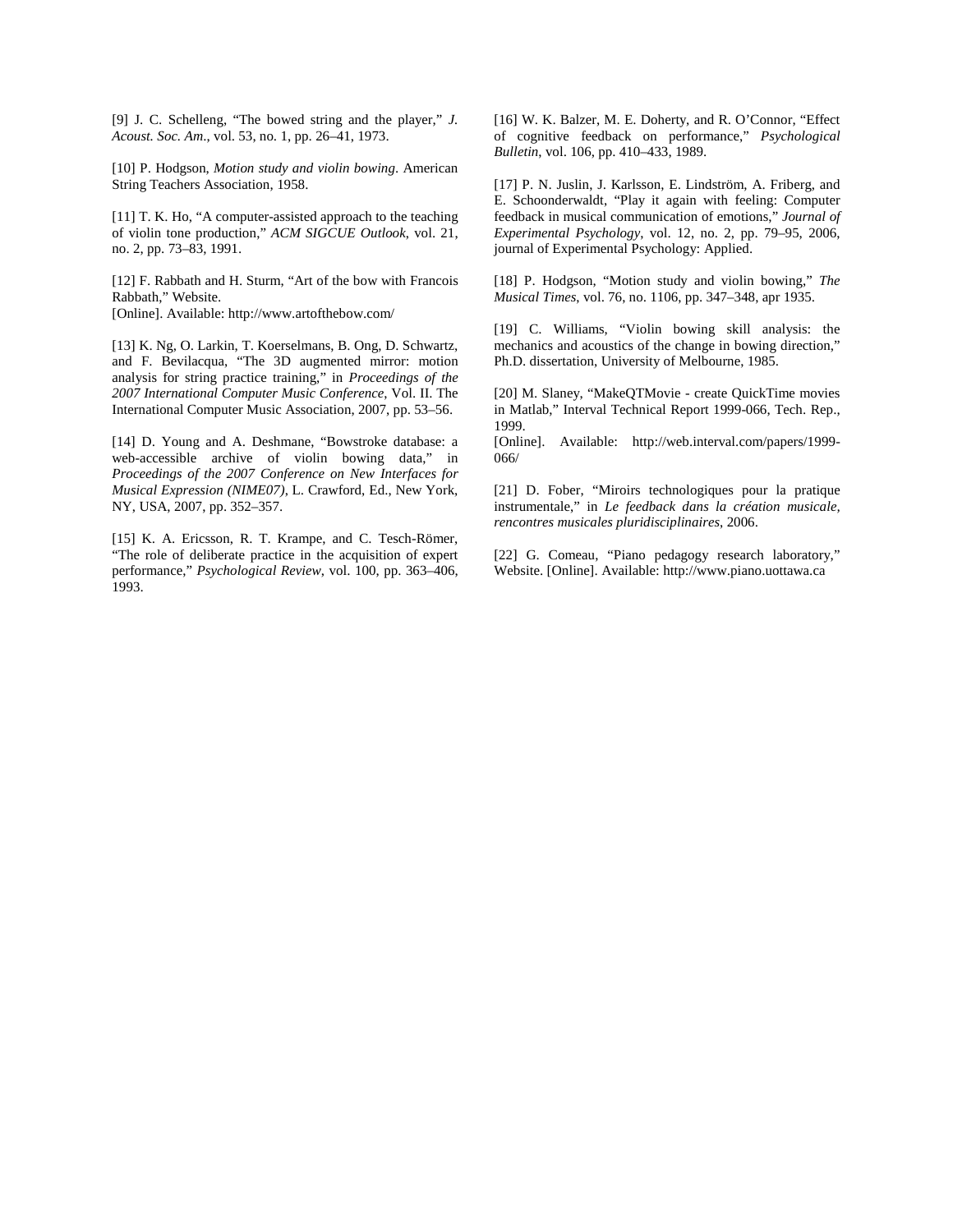[9] J. C. Schelleng, "The bowed string and the player," *J. Acoust. Soc. Am*., vol. 53, no. 1, pp. 26–41, 1973.

[10] P. Hodgson, *Motion study and violin bowing*. American String Teachers Association, 1958.

[11] T. K. Ho, "A computer-assisted approach to the teaching of violin tone production," *ACM SIGCUE Outlook*, vol. 21, no. 2, pp. 73–83, 1991.

[12] F. Rabbath and H. Sturm, "Art of the bow with Francois Rabbath," Website.
[Online]. Available: http://www.artofthebow.com/

[13] K. Ng, O. Larkin, T. Koerselmans, B. Ong, D. Schwartz, and F. Bevilacqua, "The 3D augmented mirror: motion analysis for string practice training," in *Proceedings of the 2007 International Computer Music Conference*, Vol. II. The International Computer Music Association, 2007, pp. 53–56.

[14] D. Young and A. Deshmane, "Bowstroke database: a web-accessible archive of violin bowing data," in *Proceedings of the 2007 Conference on New Interfaces for Musical Expression (NIME07)*, L. Crawford, Ed., New York, NY, USA, 2007, pp. 352–357.

[15] K. A. Ericsson, R. T. Krampe, and C. Tesch-Römer, "The role of deliberate practice in the acquisition of expert performance," *Psychological Review*, vol. 100, pp. 363–406, 1993.

[16] W. K. Balzer, M. E. Doherty, and R. O'Connor, "Effect of cognitive feedback on performance," *Psychological Bulletin*, vol. 106, pp. 410–433, 1989.

[17] P. N. Juslin, J. Karlsson, E. Lindström, A. Friberg, and E. Schoonderwaldt, "Play it again with feeling: Computer feedback in musical communication of emotions," *Journal of Experimental Psychology*, vol. 12, no. 2, pp. 79–95, 2006, journal of Experimental Psychology: Applied.

[18] P. Hodgson, "Motion study and violin bowing," *The Musical Times*, vol. 76, no. 1106, pp. 347–348, apr 1935.

[19] C. Williams, "Violin bowing skill analysis: the mechanics and acoustics of the change in bowing direction," Ph.D. dissertation, University of Melbourne, 1985.

[20] M. Slaney, "MakeQTMovie - create QuickTime movies in Matlab," Interval Technical Report 1999-066, Tech. Rep., 1999.
[Online]. Available: http://web.interval.com/papers/1999-066/

[21] D. Fober, "Miroirs technologiques pour la pratique instrumentale," in *Le feedback dans la création musicale, rencontres musicales pluridisciplinaires*, 2006.

[22] G. Comeau, "Piano pedagogy research laboratory," Website. [Online]. Available: http://www.piano.uottawa.ca